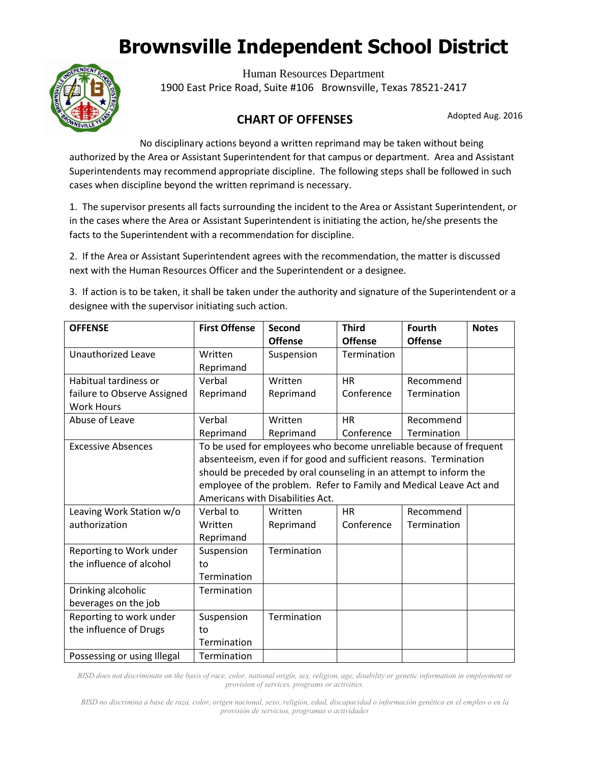# Brownsville Independent School District

Human Resources Department
1900 East Price Road, Suite #106 Brownsville, Texas 78521-2417

## CHART OF OFFENSES

Adopted Aug. 2016

No disciplinary actions beyond a written reprimand may be taken without being authorized by the Area or Assistant Superintendent for that campus or department. Area and Assistant Superintendents may recommend appropriate discipline. The following steps shall be followed in such cases when discipline beyond the written reprimand is necessary.

1. The supervisor presents all facts surrounding the incident to the Area or Assistant Superintendent, or in the cases where the Area or Assistant Superintendent is initiating the action, he/she presents the facts to the Superintendent with a recommendation for discipline.

2. If the Area or Assistant Superintendent agrees with the recommendation, the matter is discussed next with the Human Resources Officer and the Superintendent or a designee.

3. If action is to be taken, it shall be taken under the authority and signature of the Superintendent or a designee with the supervisor initiating such action.

| OFFENSE | First Offense | Second Offense | Third Offense | Fourth Offense | Notes |
|---|---|---|---|---|---|
| Unauthorized Leave | Written Reprimand | Suspension | Termination | | |
| Habitual tardiness or failure to Observe Assigned Work Hours | Verbal Reprimand | Written Reprimand | HR Conference | Recommend Termination | |
| Abuse of Leave | Verbal Reprimand | Written Reprimand | HR Conference | Recommend Termination | |
| Excessive Absences | To be used for employees who become unreliable because of frequent absenteeism, even if for good and sufficient reasons. Termination should be preceded by oral counseling in an attempt to inform the employee of the problem. Refer to Family and Medical Leave Act and Americans with Disabilities Act. | | | | |
| Leaving Work Station w/o authorization | Verbal to Written Reprimand | Written Reprimand | HR Conference | Recommend Termination | |
| Reporting to Work under the influence of alcohol | Suspension to Termination | Termination | | | |
| Drinking alcoholic beverages on the job | Termination | | | | |
| Reporting to work under the influence of Drugs | Suspension to Termination | Termination | | | |
| Possessing or using Illegal | Termination | | | | |

*BISD does not discriminate on the basis of race, color, national origin, sex, religion, age, disability or genetic information in employment or provision of services, programs or activities.*

*BISD no discrimina a base de raza, color, origen nacional, sexo, religión, edad, discapacidad o información genética en el empleo o en la provisión de servicios, programas o actividades*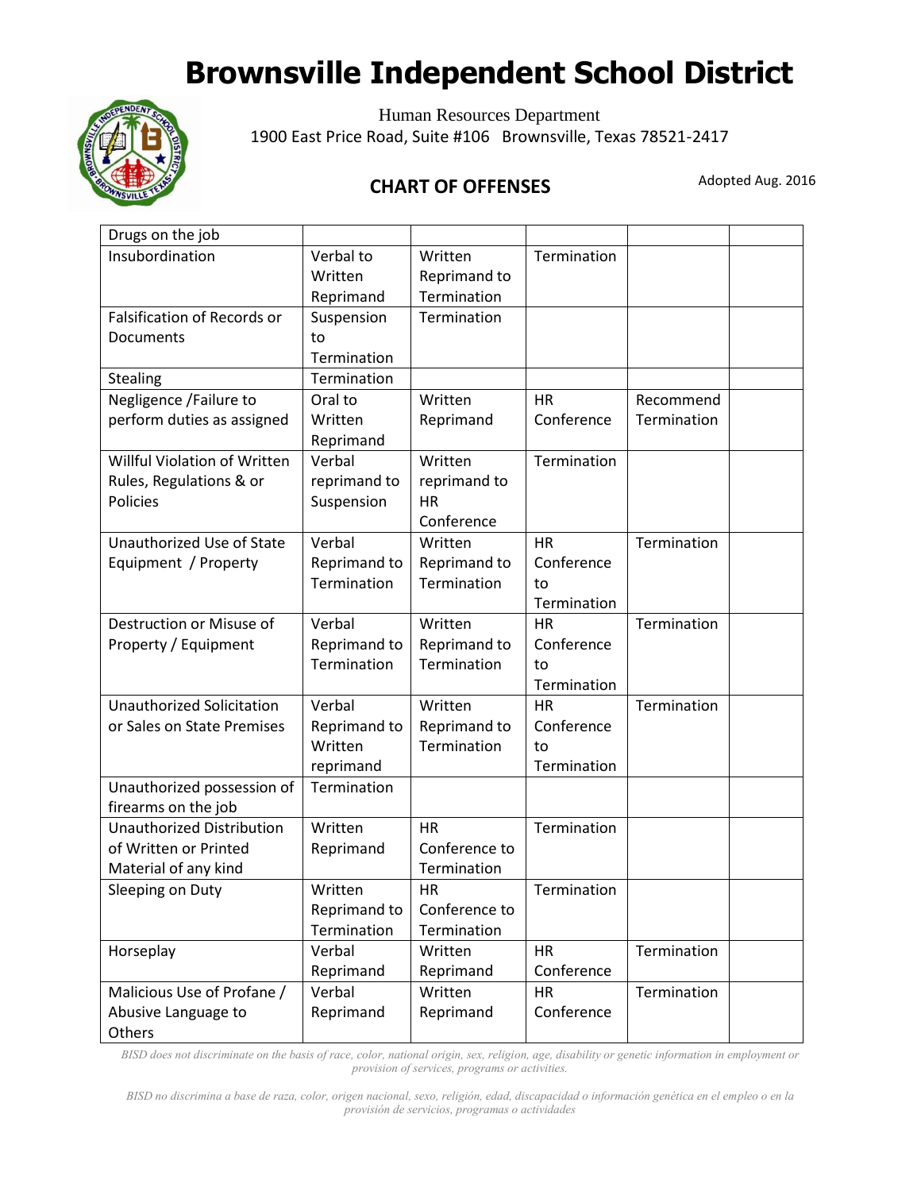# Brownsville Independent School District

Human Resources Department
1900 East Price Road, Suite #106 Brownsville, Texas 78521-2417

## CHART OF OFFENSES

Adopted Aug. 2016

| | | | | | |
|---|---|---|---|---|---|
| Drugs on the job | | | | | |
| Insubordination | Verbal to Written Reprimand | Written Reprimand to Termination | Termination | | |
| Falsification of Records or Documents | Suspension to Termination | Termination | | | |
| Stealing | Termination | | | | |
| Negligence /Failure to perform duties as assigned | Oral to Written Reprimand | Written Reprimand | HR Conference | Recommend Termination | |
| Willful Violation of Written Rules, Regulations & or Policies | Verbal reprimand to Suspension | Written reprimand to HR Conference | Termination | | |
| Unauthorized Use of State Equipment / Property | Verbal Reprimand to Termination | Written Reprimand to Termination | HR Conference to Termination | Termination | |
| Destruction or Misuse of Property / Equipment | Verbal Reprimand to Termination | Written Reprimand to Termination | HR Conference to Termination | Termination | |
| Unauthorized Solicitation or Sales on State Premises | Verbal Reprimand to Written reprimand | Written Reprimand to Termination | HR Conference to Termination | Termination | |
| Unauthorized possession of firearms on the job | Termination | | | | |
| Unauthorized Distribution of Written or Printed Material of any kind | Written Reprimand | HR Conference to Termination | Termination | | |
| Sleeping on Duty | Written Reprimand to Termination | HR Conference to Termination | Termination | | |
| Horseplay | Verbal Reprimand | Written Reprimand | HR Conference | Termination | |
| Malicious Use of Profane / Abusive Language to Others | Verbal Reprimand | Written Reprimand | HR Conference | Termination | |

*BISD does not discriminate on the basis of race, color, national origin, sex, religion, age, disability or genetic information in employment or provision of services, programs or activities.*

*BISD no discrimina a base de raza, color, origen nacional, sexo, religión, edad, discapacidad o información genética en el empleo o en la provisión de servicios, programas o actividades*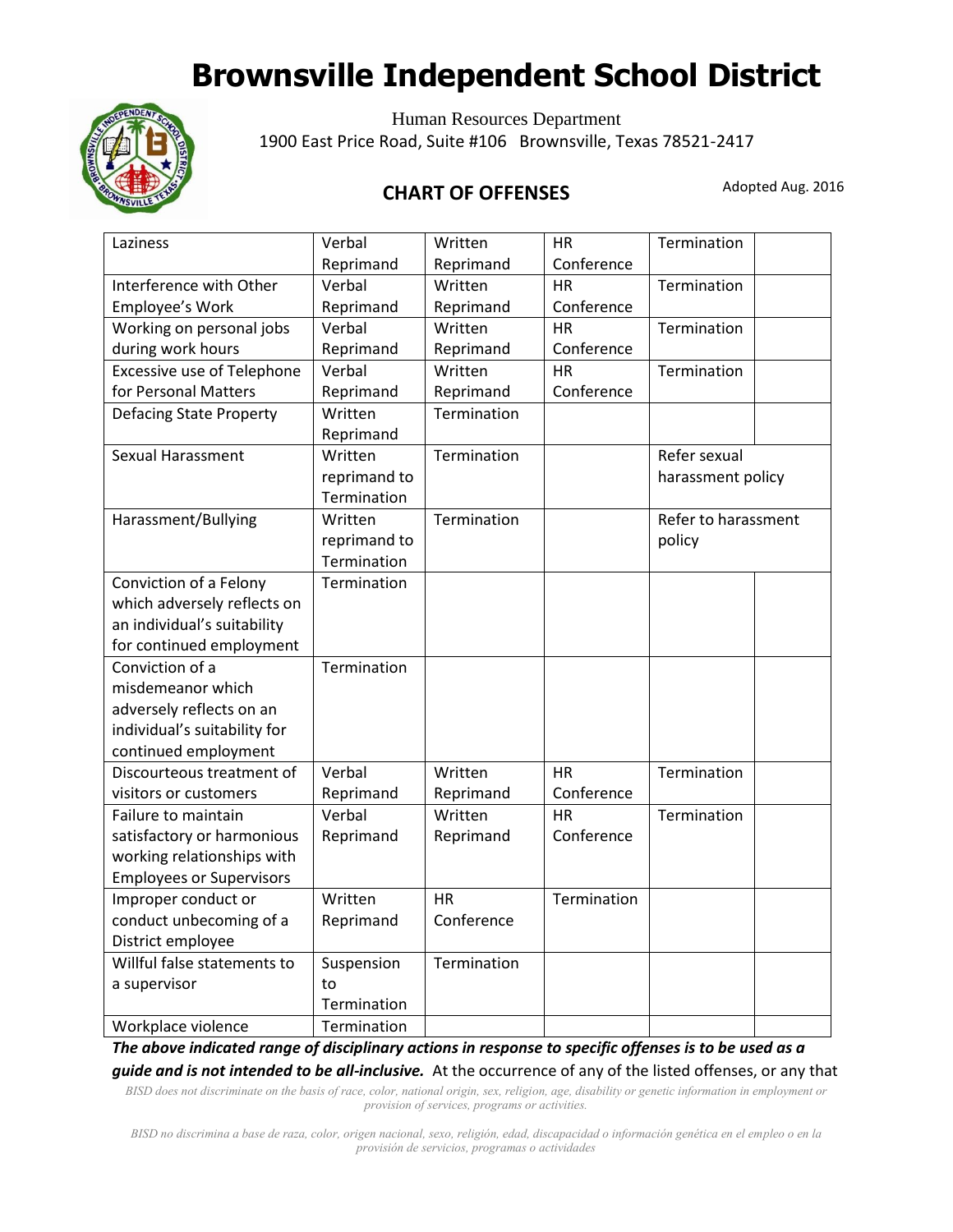# Brownsville Independent School District

Human Resources Department
1900 East Price Road, Suite #106 Brownsville, Texas 78521-2417

## CHART OF OFFENSES

Adopted Aug. 2016

| | | | | | |
|---|---|---|---|---|---|
| Laziness | Verbal Reprimand | Written Reprimand | HR Conference | Termination | |
| Interference with Other Employee's Work | Verbal Reprimand | Written Reprimand | HR Conference | Termination | |
| Working on personal jobs during work hours | Verbal Reprimand | Written Reprimand | HR Conference | Termination | |
| Excessive use of Telephone for Personal Matters | Verbal Reprimand | Written Reprimand | HR Conference | Termination | |
| Defacing State Property | Written Reprimand | Termination | | | |
| Sexual Harassment | Written reprimand to Termination | Termination | | Refer sexual harassment policy | |
| Harassment/Bullying | Written reprimand to Termination | Termination | | Refer to harassment policy | |
| Conviction of a Felony which adversely reflects on an individual's suitability for continued employment | Termination | | | | |
| Conviction of a misdemeanor which adversely reflects on an individual's suitability for continued employment | Termination | | | | |
| Discourteous treatment of visitors or customers | Verbal Reprimand | Written Reprimand | HR Conference | Termination | |
| Failure to maintain satisfactory or harmonious working relationships with Employees or Supervisors | Verbal Reprimand | Written Reprimand | HR Conference | Termination | |
| Improper conduct or conduct unbecoming of a District employee | Written Reprimand | HR Conference | Termination | | |
| Willful false statements to a supervisor | Suspension to Termination | Termination | | | |
| Workplace violence | Termination | | | | |

***The above indicated range of disciplinary actions in response to specific offenses is to be used as a guide and is not intended to be all-inclusive.*** At the occurrence of any of the listed offenses, or any that

*BISD does not discriminate on the basis of race, color, national origin, sex, religion, age, disability or genetic information in employment or provision of services, programs or activities.*

*BISD no discrimina a base de raza, color, origen nacional, sexo, religión, edad, discapacidad o información genética en el empleo o en la provisión de servicios, programas o actividades*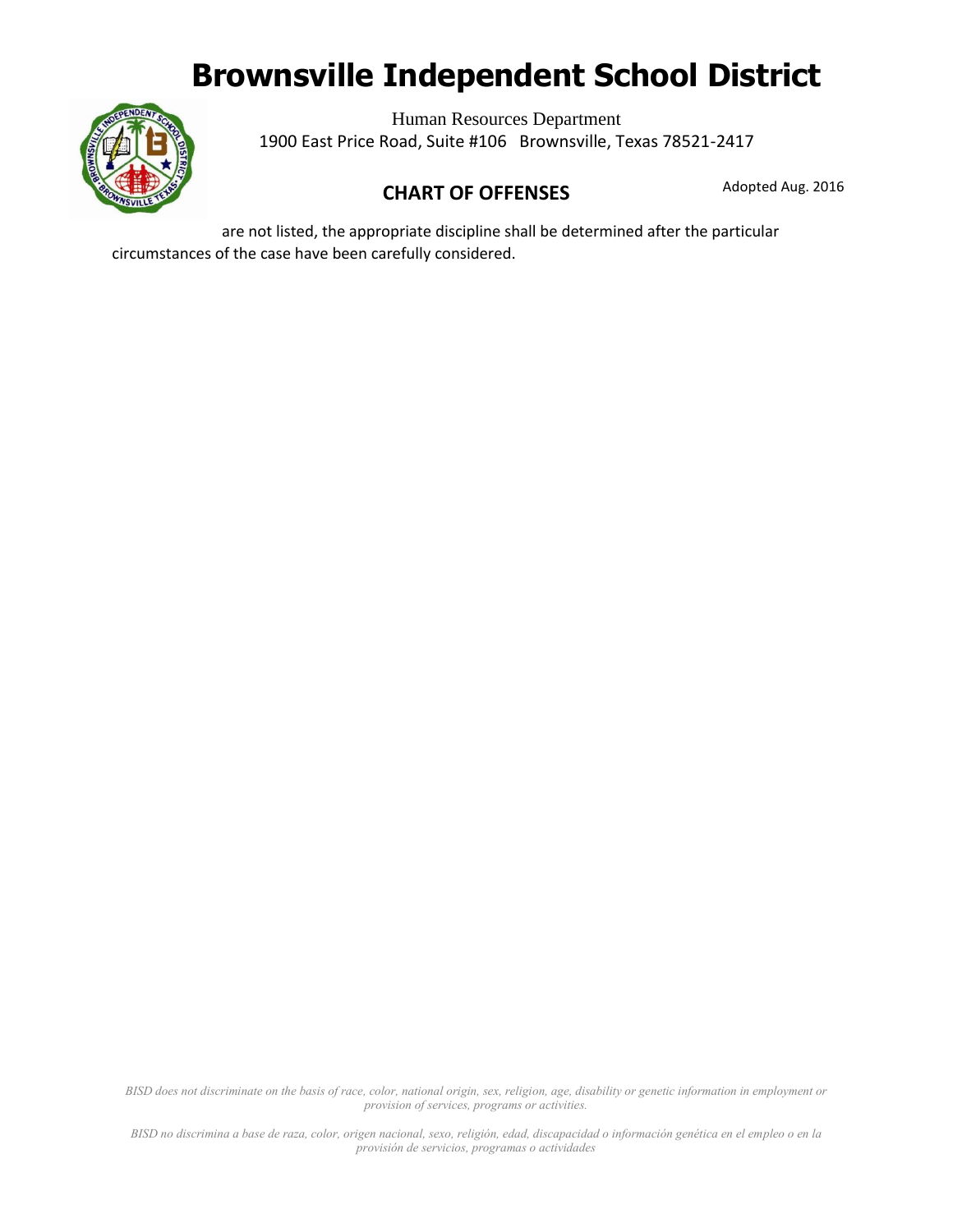# Brownsville Independent School District

Human Resources Department

1900 East Price Road, Suite #106 Brownsville, Texas 78521-2417

## CHART OF OFFENSES

Adopted Aug. 2016

are not listed, the appropriate discipline shall be determined after the particular circumstances of the case have been carefully considered.

*BISD does not discriminate on the basis of race, color, national origin, sex, religion, age, disability or genetic information in employment or provision of services, programs or activities.*

*BISD no discrimina a base de raza, color, origen nacional, sexo, religión, edad, discapacidad o información genética en el empleo o en la provisión de servicios, programas o actividades*